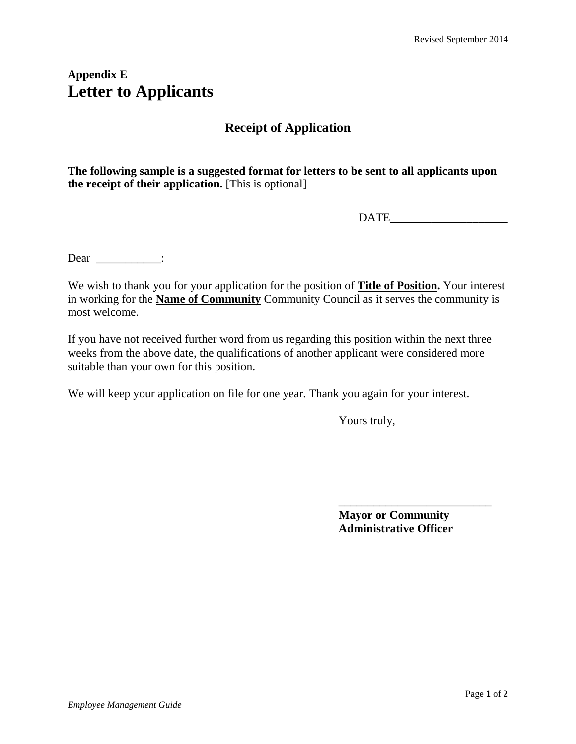**Appendix E**

# Letter to Applicants

## Receipt of Application

**The following sample is a suggested format for letters to be sent to all applicants upon the receipt of their application.** [This is optional]

DATE____________________

Dear ___________:

We wish to thank you for your application for the position of **Title of Position.** Your interest in working for the **Name of Community** Community Council as it serves the community is most welcome.

If you have not received further word from us regarding this position within the next three weeks from the above date, the qualifications of another applicant were considered more suitable than your own for this position.

We will keep your application on file for one year. Thank you again for your interest.

Yours truly,

__________________________

**Mayor or Community Administrative Officer**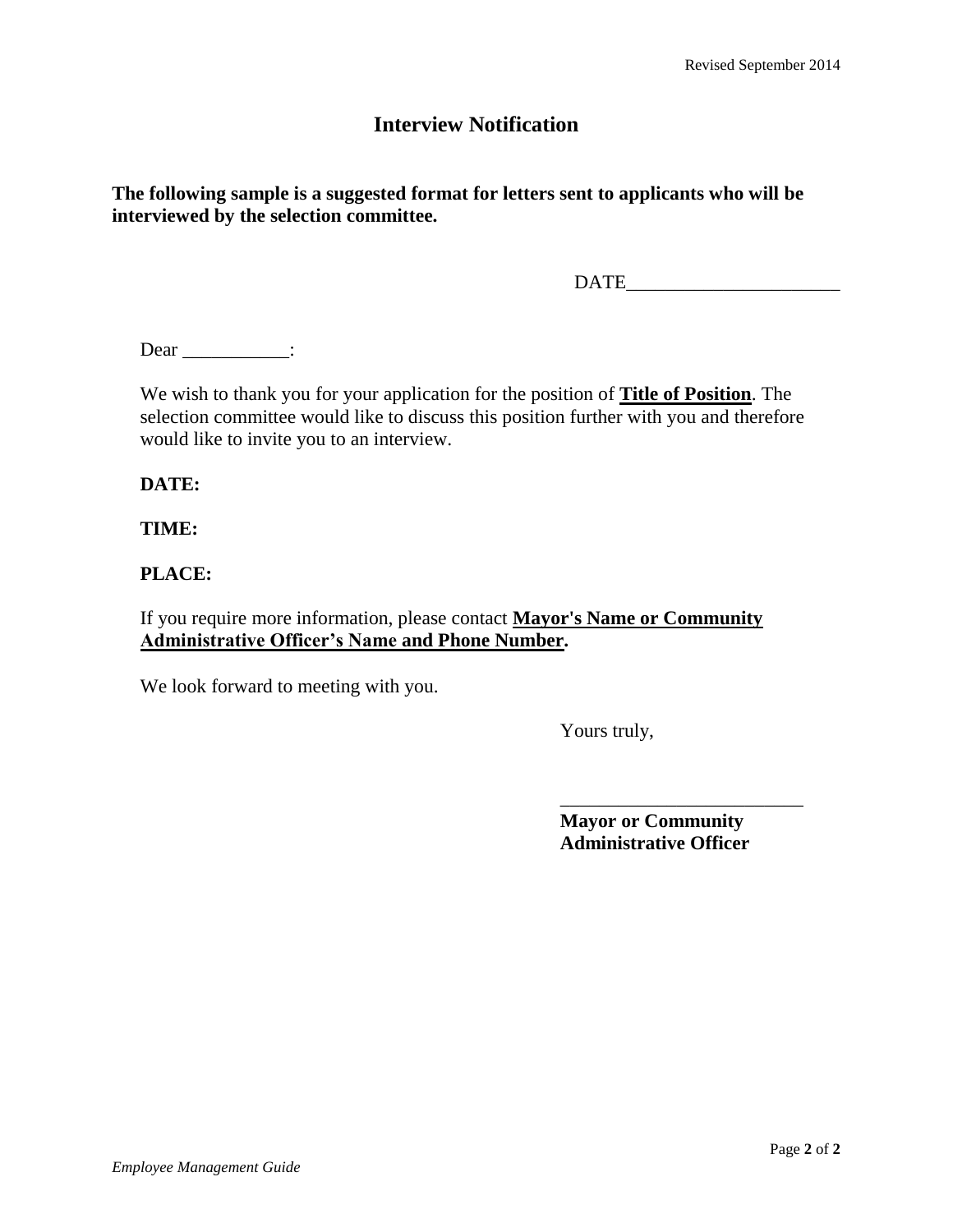Revised September 2014

## Interview Notification

**The following sample is a suggested format for letters sent to applicants who will be interviewed by the selection committee.**

DATE______________________

Dear ___________:

We wish to thank you for your application for the position of **Title of Position**. The selection committee would like to discuss this position further with you and therefore would like to invite you to an interview.

**DATE:**

**TIME:**

**PLACE:**

If you require more information, please contact **Mayor's Name or Community Administrative Officer's Name and Phone Number.**

We look forward to meeting with you.

Yours truly,

_________________________

**Mayor or Community Administrative Officer**

*Employee Management Guide*